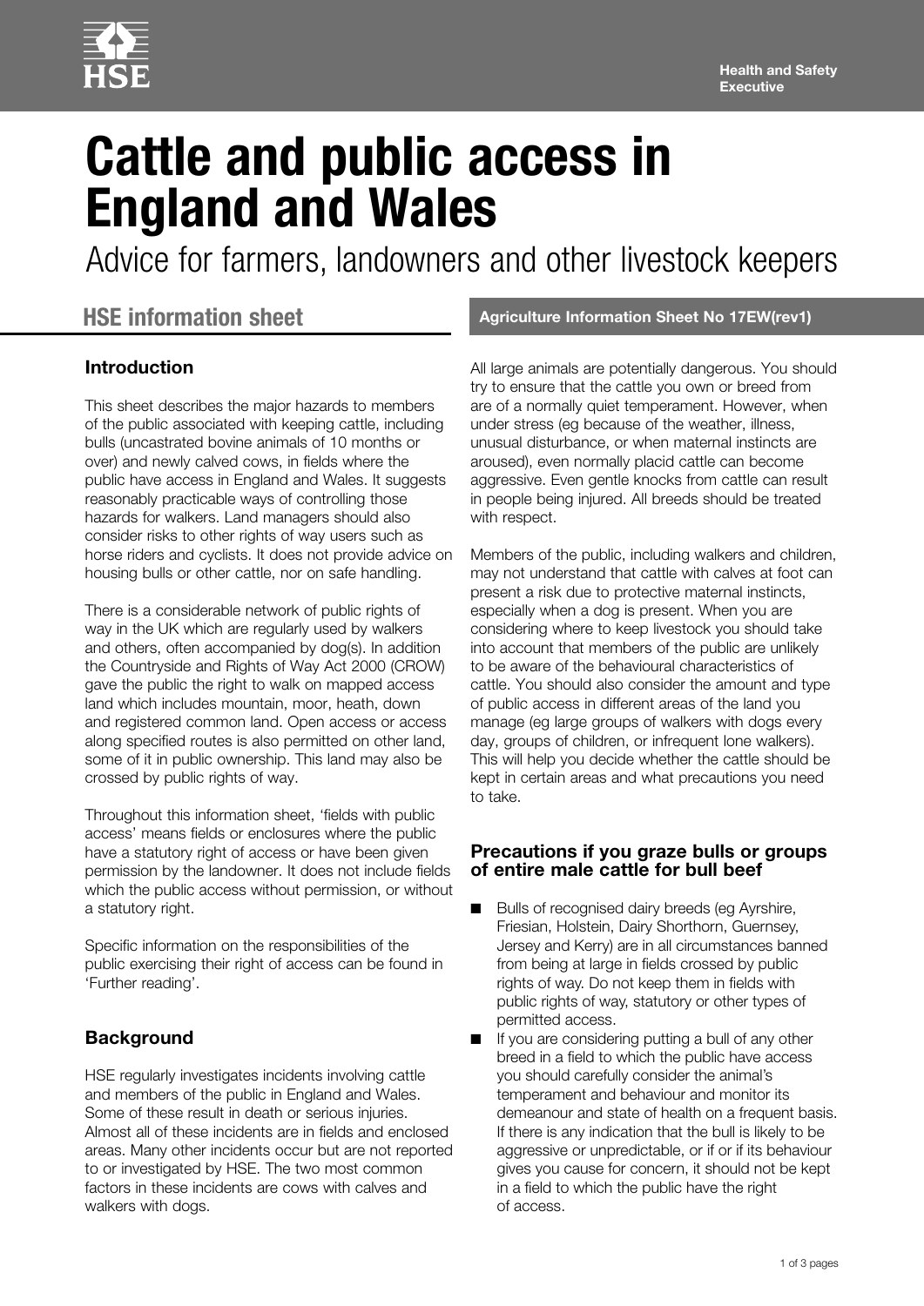Health and Safety Executive

# Cattle and public access in England and Wales

Advice for farmers, landowners and other livestock keepers

## HSE information sheet

**Agriculture Information Sheet No 17EW(rev1)**

### Introduction

This sheet describes the major hazards to members of the public associated with keeping cattle, including bulls (uncastrated bovine animals of 10 months or over) and newly calved cows, in fields where the public have access in England and Wales. It suggests reasonably practicable ways of controlling those hazards for walkers. Land managers should also consider risks to other rights of way users such as horse riders and cyclists. It does not provide advice on housing bulls or other cattle, nor on safe handling.

There is a considerable network of public rights of way in the UK which are regularly used by walkers and others, often accompanied by dog(s). In addition the Countryside and Rights of Way Act 2000 (CROW) gave the public the right to walk on mapped access land which includes mountain, moor, heath, down and registered common land. Open access or access along specified routes is also permitted on other land, some of it in public ownership. This land may also be crossed by public rights of way.

Throughout this information sheet, 'fields with public access' means fields or enclosures where the public have a statutory right of access or have been given permission by the landowner. It does not include fields which the public access without permission, or without a statutory right.

Specific information on the responsibilities of the public exercising their right of access can be found in 'Further reading'.

### Background

HSE regularly investigates incidents involving cattle and members of the public in England and Wales. Some of these result in death or serious injuries. Almost all of these incidents are in fields and enclosed areas. Many other incidents occur but are not reported to or investigated by HSE. The two most common factors in these incidents are cows with calves and walkers with dogs.

All large animals are potentially dangerous. You should try to ensure that the cattle you own or breed from are of a normally quiet temperament. However, when under stress (eg because of the weather, illness, unusual disturbance, or when maternal instincts are aroused), even normally placid cattle can become aggressive. Even gentle knocks from cattle can result in people being injured. All breeds should be treated with respect.

Members of the public, including walkers and children, may not understand that cattle with calves at foot can present a risk due to protective maternal instincts, especially when a dog is present. When you are considering where to keep livestock you should take into account that members of the public are unlikely to be aware of the behavioural characteristics of cattle. You should also consider the amount and type of public access in different areas of the land you manage (eg large groups of walkers with dogs every day, groups of children, or infrequent lone walkers). This will help you decide whether the cattle should be kept in certain areas and what precautions you need to take.

### Precautions if you graze bulls or groups of entire male cattle for bull beef

- Bulls of recognised dairy breeds (eg Ayrshire, Friesian, Holstein, Dairy Shorthorn, Guernsey, Jersey and Kerry) are in all circumstances banned from being at large in fields crossed by public rights of way. Do not keep them in fields with public rights of way, statutory or other types of permitted access.
- If you are considering putting a bull of any other breed in a field to which the public have access you should carefully consider the animal's temperament and behaviour and monitor its demeanour and state of health on a frequent basis. If there is any indication that the bull is likely to be aggressive or unpredictable, or if or if its behaviour gives you cause for concern, it should not be kept in a field to which the public have the right of access.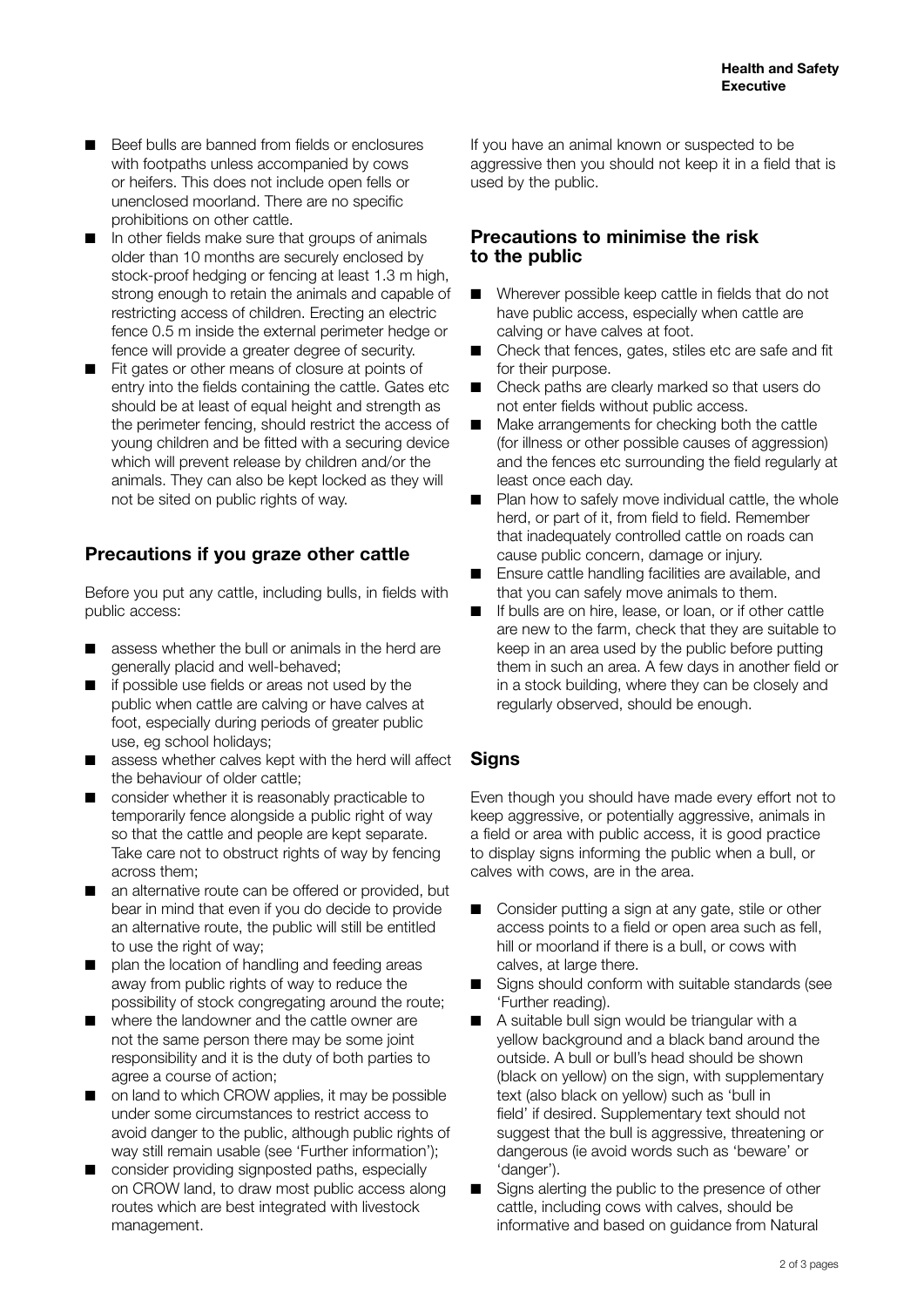- Beef bulls are banned from fields or enclosures with footpaths unless accompanied by cows or heifers. This does not include open fells or unenclosed moorland. There are no specific prohibitions on other cattle.
- In other fields make sure that groups of animals older than 10 months are securely enclosed by stock-proof hedging or fencing at least 1.3 m high, strong enough to retain the animals and capable of restricting access of children. Erecting an electric fence 0.5 m inside the external perimeter hedge or fence will provide a greater degree of security.
- Fit gates or other means of closure at points of entry into the fields containing the cattle. Gates etc should be at least of equal height and strength as the perimeter fencing, should restrict the access of young children and be fitted with a securing device which will prevent release by children and/or the animals. They can also be kept locked as they will not be sited on public rights of way.

## Precautions if you graze other cattle

Before you put any cattle, including bulls, in fields with public access:

- assess whether the bull or animals in the herd are generally placid and well-behaved;
- if possible use fields or areas not used by the public when cattle are calving or have calves at foot, especially during periods of greater public use, eg school holidays;
- assess whether calves kept with the herd will affect the behaviour of older cattle;
- consider whether it is reasonably practicable to temporarily fence alongside a public right of way so that the cattle and people are kept separate. Take care not to obstruct rights of way by fencing across them;
- an alternative route can be offered or provided, but bear in mind that even if you do decide to provide an alternative route, the public will still be entitled to use the right of way;
- plan the location of handling and feeding areas away from public rights of way to reduce the possibility of stock congregating around the route;
- where the landowner and the cattle owner are not the same person there may be some joint responsibility and it is the duty of both parties to agree a course of action;
- on land to which CROW applies, it may be possible under some circumstances to restrict access to avoid danger to the public, although public rights of way may still remain usable (see 'Further information');
- consider providing signposted paths, especially on CROW land, to draw most public access along routes which are best integrated with livestock management.

If you have an animal known or suspected to be aggressive then you should not keep it in a field that is used by the public.

## Precautions to minimise the risk to the public

- Wherever possible keep cattle in fields that do not have public access, especially when cattle are calving or have calves at foot.
- Check that fences, gates, stiles etc are safe and fit for their purpose.
- Check paths are clearly marked so that users do not enter fields without public access.
- Make arrangements for checking both the cattle (for illness or other possible causes of aggression) and the fences etc surrounding the field regularly at least once each day.
- Plan how to safely move individual cattle, the whole herd, or part of it, from field to field. Remember that inadequately controlled cattle on roads can cause public concern, damage or injury.
- Ensure cattle handling facilities are available, and that you can safely move animals to them.
- If bulls are on hire, lease, or loan, or if other cattle are new to the farm, check that they are suitable to keep in an area used by the public before putting them in such an area. A few days in another field or in a stock building, where they can be closely and regularly observed, should be enough.

## Signs

Even though you should have made every effort not to keep aggressive, or potentially aggressive, animals in a field or area with public access, it is good practice to display signs informing the public when a bull, or calves with cows, are in the area.

- Consider putting a sign at any gate, stile or other access points to a field or open area such as fell, hill or moorland if there is a bull, or cows with calves, at large there.
- Signs should conform with suitable standards (see 'Further reading).
- A suitable bull sign would be triangular with a yellow background and a black band around the outside. A bull or bull's head should be shown (black on yellow) on the sign, with supplementary text (also black on yellow) such as 'bull in field' if desired. Supplementary text should not suggest that the bull is aggressive, threatening or dangerous (ie avoid words such as 'beware' or 'danger').
- Signs alerting the public to the presence of other cattle, including cows with calves, should be informative and based on guidance from Natural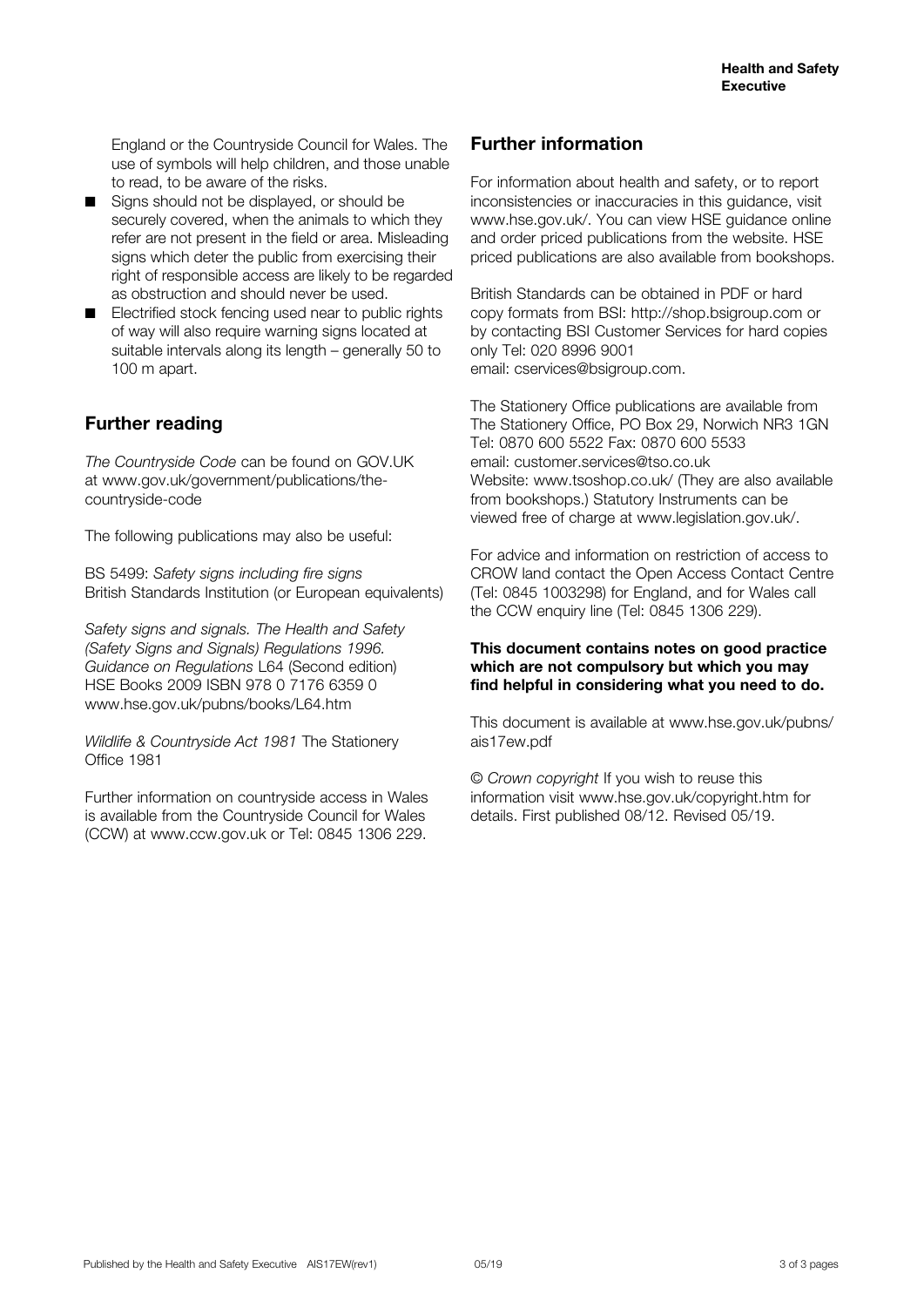England or the Countryside Council for Wales. The use of symbols will help children, and those unable to read, to be aware of the risks.

- Signs should not be displayed, or should be securely covered, when the animals to which they refer are not present in the field or area. Misleading signs which deter the public from exercising their right of responsible access are likely to be regarded as obstruction and should never be used.
- Electrified stock fencing used near to public rights of way will also require warning signs located at suitable intervals along its length – generally 50 to 100 m apart.

## Further reading

*The Countryside Code* can be found on GOV.UK at www.gov.uk/government/publications/the-countryside-code

The following publications may also be useful:

BS 5499: *Safety signs including fire signs*
British Standards Institution (or European equivalents)

*Safety signs and signals. The Health and Safety (Safety Signs and Signals) Regulations 1996. Guidance on Regulations* L64 (Second edition) HSE Books 2009 ISBN 978 0 7176 6359 0 www.hse.gov.uk/pubns/books/L64.htm

*Wildlife & Countryside Act 1981* The Stationery Office 1981

Further information on countryside access in Wales is available from the Countryside Council for Wales (CCW) at www.ccw.gov.uk or Tel: 0845 1306 229.

## Further information

For information about health and safety, or to report inconsistencies or inaccuracies in this guidance, visit www.hse.gov.uk/. You can view HSE guidance online and order priced publications from the website. HSE priced publications are also available from bookshops.

British Standards can be obtained in PDF or hard copy formats from BSI: http://shop.bsigroup.com or by contacting BSI Customer Services for hard copies only Tel: 020 8996 9001
email: cservices@bsigroup.com.

The Stationery Office publications are available from The Stationery Office, PO Box 29, Norwich NR3 1GN
Tel: 0870 600 5522 Fax: 0870 600 5533
email: customer.services@tso.co.uk
Website: www.tsoshop.co.uk/ (They are also available from bookshops.) Statutory Instruments can be viewed free of charge at www.legislation.gov.uk/.

For advice and information on restriction of access to CROW land contact the Open Access Contact Centre (Tel: 0845 1003298) for England, and for Wales call the CCW enquiry line (Tel: 0845 1306 229).

**This document contains notes on good practice which are not compulsory but which you may find helpful in considering what you need to do.**

This document is available at www.hse.gov.uk/pubns/ais17ew.pdf

© *Crown copyright* If you wish to reuse this information visit www.hse.gov.uk/copyright.htm for details. First published 08/12. Revised 05/19.

Published by the Health and Safety Executive AIS17EW(rev1) 05/19